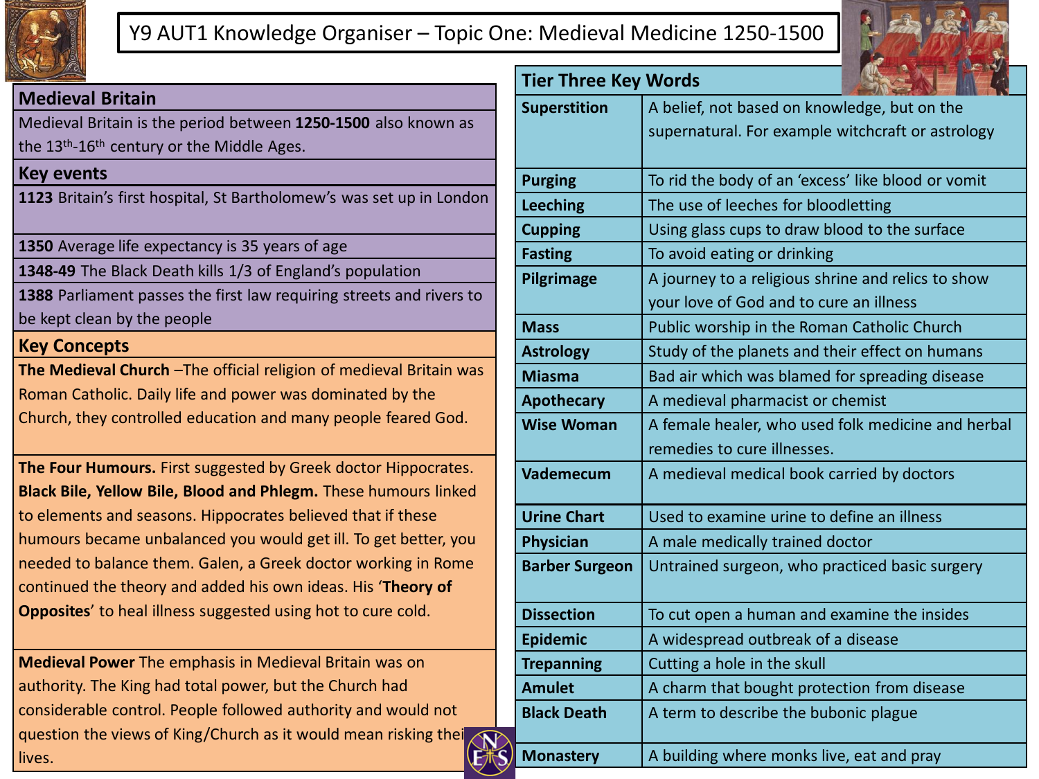# Y9 AUT1 Knowledge Organiser – Topic One: Medieval Medicine 1250-1500

## Medieval Britain

Medieval Britain is the period between **1250-1500** also known as the 13th-16th century or the Middle Ages.

## Key events

| | |
|---|---|
| **1123** | Britain's first hospital, St Bartholomew's was set up in London |
| **1350** | Average life expectancy is 35 years of age |
| **1348-49** | The Black Death kills 1/3 of England's population |
| **1388** | Parliament passes the first law requiring streets and rivers to be kept clean by the people |

## Key Concepts

**The Medieval Church** –The official religion of medieval Britain was Roman Catholic. Daily life and power was dominated by the Church, they controlled education and many people feared God.

**The Four Humours.** First suggested by Greek doctor Hippocrates. **Black Bile, Yellow Bile, Blood and Phlegm.** These humours linked to elements and seasons. Hippocrates believed that if these humours became unbalanced you would get ill. To get better, you needed to balance them. Galen, a Greek doctor working in Rome continued the theory and added his own ideas. His '**Theory of Opposites**' to heal illness suggested using hot to cure cold.

**Medieval Power** The emphasis in Medieval Britain was on authority. The King had total power, but the Church had considerable control. People followed authority and would not question the views of King/Church as it would mean risking their lives.

## Tier Three Key Words

| Word | Definition |
|---|---|
| **Superstition** | A belief, not based on knowledge, but on the supernatural. For example witchcraft or astrology |
| **Purging** | To rid the body of an 'excess' like blood or vomit |
| **Leeching** | The use of leeches for bloodletting |
| **Cupping** | Using glass cups to draw blood to the surface |
| **Fasting** | To avoid eating or drinking |
| **Pilgrimage** | A journey to a religious shrine and relics to show your love of God and to cure an illness |
| **Mass** | Public worship in the Roman Catholic Church |
| **Astrology** | Study of the planets and their effect on humans |
| **Miasma** | Bad air which was blamed for spreading disease |
| **Apothecary** | A medieval pharmacist or chemist |
| **Wise Woman** | A female healer, who used folk medicine and herbal remedies to cure illnesses. |
| **Vademecum** | A medieval medical book carried by doctors |
| **Urine Chart** | Used to examine urine to define an illness |
| **Physician** | A male medically trained doctor |
| **Barber Surgeon** | Untrained surgeon, who practiced basic surgery |
| **Dissection** | To cut open a human and examine the insides |
| **Epidemic** | A widespread outbreak of a disease |
| **Trepanning** | Cutting a hole in the skull |
| **Amulet** | A charm that bought protection from disease |
| **Black Death** | A term to describe the bubonic plague |
| **Monastery** | A building where monks live, eat and pray |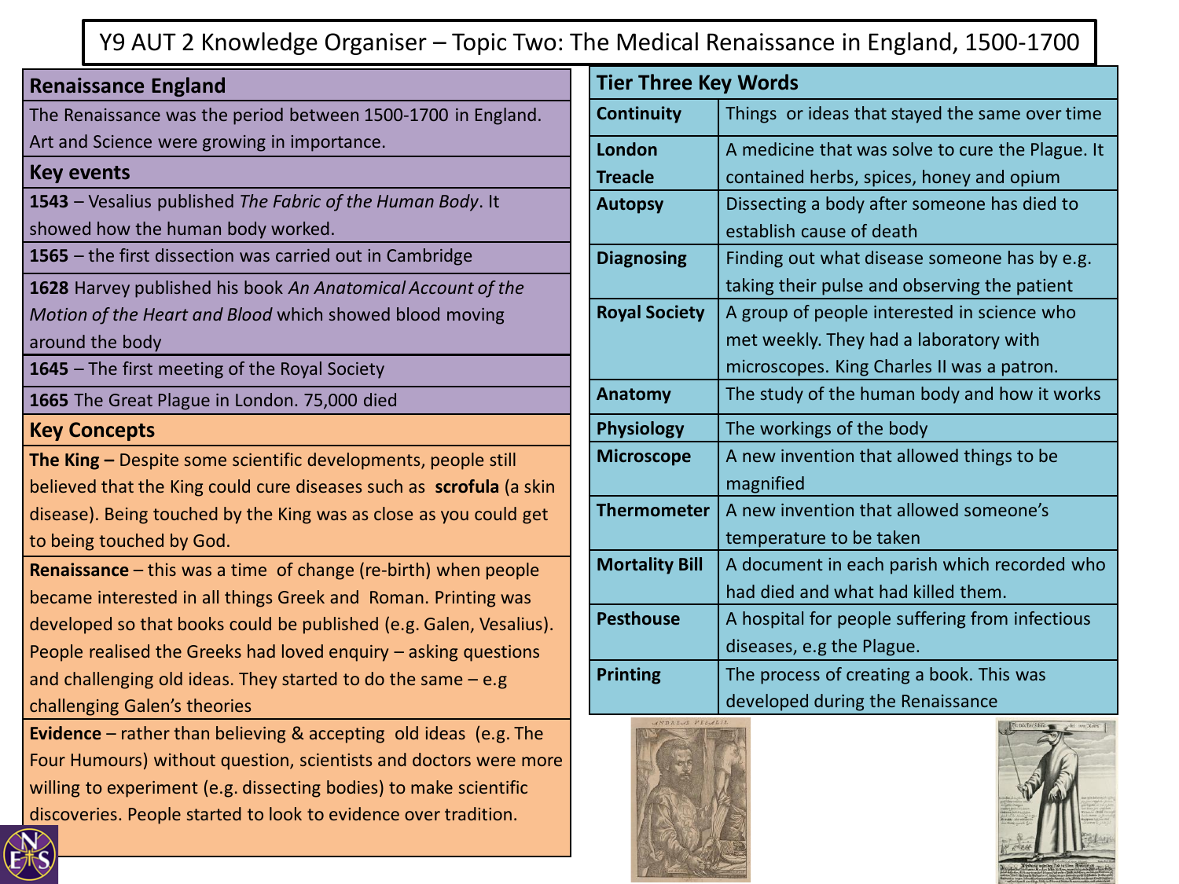# Y9 AUT 2 Knowledge Organiser – Topic Two: The Medical Renaissance in England, 1500-1700

## Renaissance England

The Renaissance was the period between 1500-1700 in England. Art and Science were growing in importance.

## Key events

**1543** – Vesalius published *The Fabric of the Human Body*. It showed how the human body worked.

**1565** – the first dissection was carried out in Cambridge

**1628** Harvey published his book *An Anatomical Account of the Motion of the Heart and Blood* which showed blood moving around the body

**1645** – The first meeting of the Royal Society

**1665** The Great Plague in London. 75,000 died

## Key Concepts

**The King –** Despite some scientific developments, people still believed that the King could cure diseases such as **scrofula** (a skin disease). Being touched by the King was as close as you could get to being touched by God.

**Renaissance** – this was a time of change (re-birth) when people became interested in all things Greek and Roman. Printing was developed so that books could be published (e.g. Galen, Vesalius). People realised the Greeks had loved enquiry – asking questions and challenging old ideas. They started to do the same – e.g challenging Galen's theories

**Evidence** – rather than believing & accepting old ideas (e.g. The Four Humours) without question, scientists and doctors were more willing to experiment (e.g. dissecting bodies) to make scientific discoveries. People started to look to evidence over tradition.

## Tier Three Key Words

| Term | Definition |
|---|---|
| **Continuity** | Things or ideas that stayed the same over time |
| **London Treacle** | A medicine that was solve to cure the Plague. It contained herbs, spices, honey and opium |
| **Autopsy** | Dissecting a body after someone has died to establish cause of death |
| **Diagnosing** | Finding out what disease someone has by e.g. taking their pulse and observing the patient |
| **Royal Society** | A group of people interested in science who met weekly. They had a laboratory with microscopes. King Charles II was a patron. |
| **Anatomy** | The study of the human body and how it works |
| **Physiology** | The workings of the body |
| **Microscope** | A new invention that allowed things to be magnified |
| **Thermometer** | A new invention that allowed someone's temperature to be taken |
| **Mortality Bill** | A document in each parish which recorded who had died and what had killed them. |
| **Pesthouse** | A hospital for people suffering from infectious diseases, e.g the Plague. |
| **Printing** | The process of creating a book. This was developed during the Renaissance |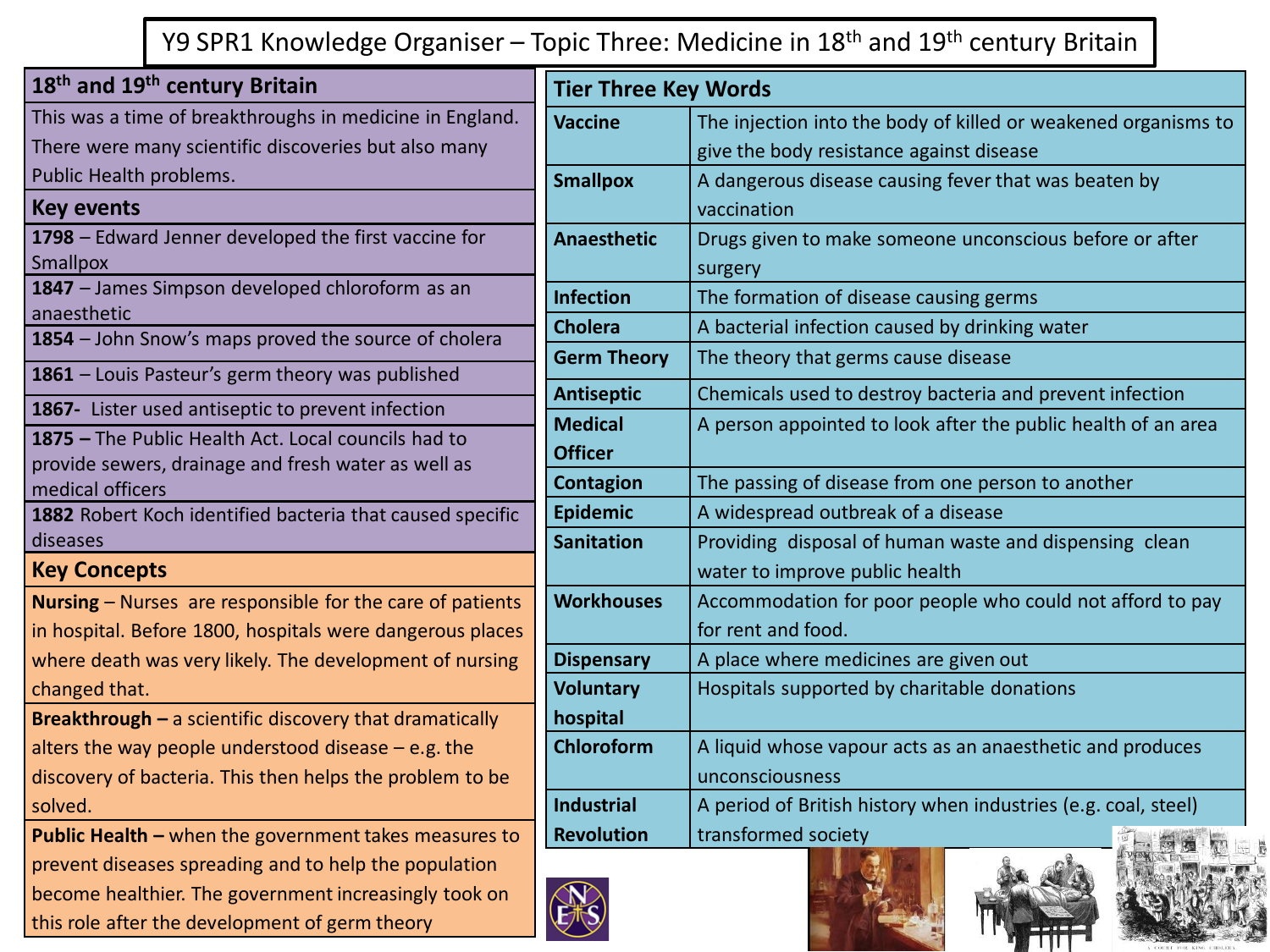# Y9 SPR1 Knowledge Organiser – Topic Three: Medicine in 18th and 19th century Britain

## 18th and 19th century Britain

This was a time of breakthroughs in medicine in England. There were many scientific discoveries but also many Public Health problems.

## Key events

- **1798** – Edward Jenner developed the first vaccine for Smallpox
- **1847** – James Simpson developed chloroform as an anaesthetic
- **1854** – John Snow's maps proved the source of cholera
- **1861** – Louis Pasteur's germ theory was published
- **1867-** Lister used antiseptic to prevent infection
- **1875 –** The Public Health Act. Local councils had to provide sewers, drainage and fresh water as well as medical officers
- **1882** Robert Koch identified bacteria that caused specific diseases

## Key Concepts

**Nursing** – Nurses are responsible for the care of patients in hospital. Before 1800, hospitals were dangerous places where death was very likely. The development of nursing changed that.

**Breakthrough –** a scientific discovery that dramatically alters the way people understood disease – e.g. the discovery of bacteria. This then helps the problem to be solved.

**Public Health –** when the government takes measures to prevent diseases spreading and to help the population become healthier. The government increasingly took on this role after the development of germ theory

## Tier Three Key Words

| Term | Definition |
| --- | --- |
| **Vaccine** | The injection into the body of killed or weakened organisms to give the body resistance against disease |
| **Smallpox** | A dangerous disease causing fever that was beaten by vaccination |
| **Anaesthetic** | Drugs given to make someone unconscious before or after surgery |
| **Infection** | The formation of disease causing germs |
| **Cholera** | A bacterial infection caused by drinking water |
| **Germ Theory** | The theory that germs cause disease |
| **Antiseptic** | Chemicals used to destroy bacteria and prevent infection |
| **Medical Officer** | A person appointed to look after the public health of an area |
| **Contagion** | The passing of disease from one person to another |
| **Epidemic** | A widespread outbreak of a disease |
| **Sanitation** | Providing disposal of human waste and dispensing clean water to improve public health |
| **Workhouses** | Accommodation for poor people who could not afford to pay for rent and food. |
| **Dispensary** | A place where medicines are given out |
| **Voluntary hospital** | Hospitals supported by charitable donations |
| **Chloroform** | A liquid whose vapour acts as an anaesthetic and produces unconsciousness |
| **Industrial Revolution** | A period of British history when industries (e.g. coal, steel) transformed society |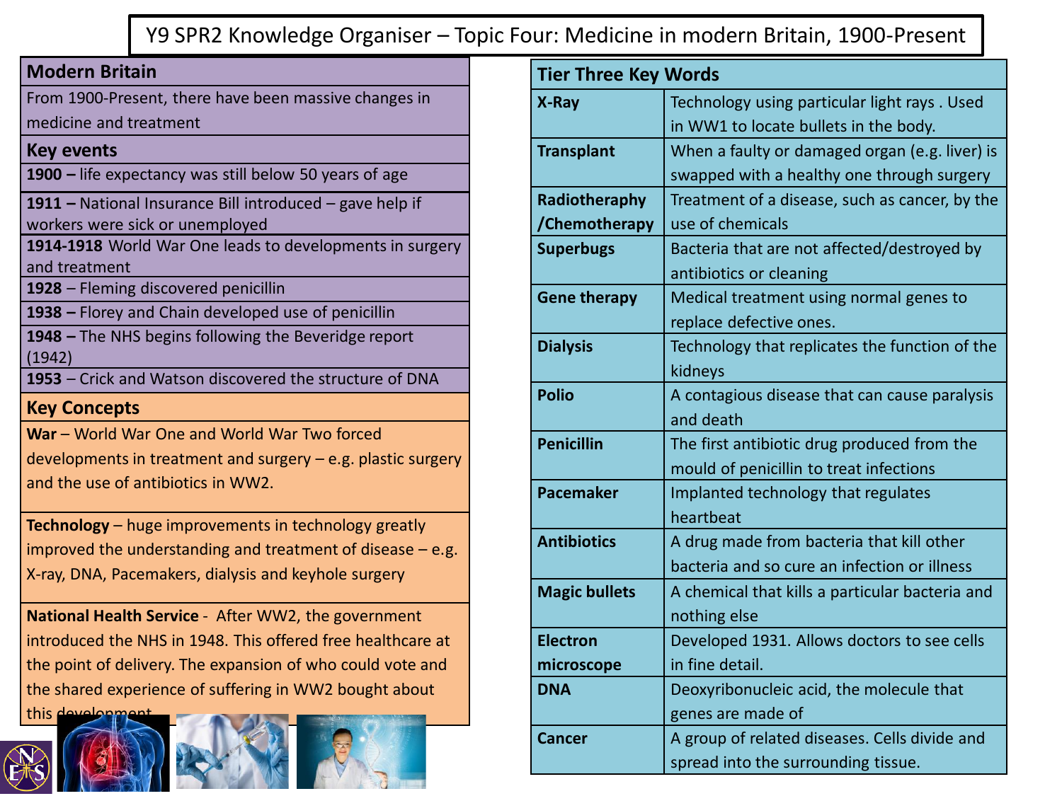# Y9 SPR2 Knowledge Organiser – Topic Four: Medicine in modern Britain, 1900-Present

## Modern Britain

From 1900-Present, there have been massive changes in medicine and treatment

## Key events

- **1900 –** life expectancy was still below 50 years of age
- **1911 –** National Insurance Bill introduced – gave help if workers were sick or unemployed
- **1914-1918** World War One leads to developments in surgery and treatment
- **1928** – Fleming discovered penicillin
- **1938 –** Florey and Chain developed use of penicillin
- **1948 –** The NHS begins following the Beveridge report (1942)
- **1953** – Crick and Watson discovered the structure of DNA

## Key Concepts

**War** – World War One and World War Two forced developments in treatment and surgery – e.g. plastic surgery and the use of antibiotics in WW2.

**Technology** – huge improvements in technology greatly improved the understanding and treatment of disease – e.g. X-ray, DNA, Pacemakers, dialysis and keyhole surgery

**National Health Service** - After WW2, the government introduced the NHS in 1948. This offered free healthcare at the point of delivery. The expansion of who could vote and the shared experience of suffering in WW2 bought about this development.

## Tier Three Key Words

| | |
|---|---|
| **X-Ray** | Technology using particular light rays . Used in WW1 to locate bullets in the body. |
| **Transplant** | When a faulty or damaged organ (e.g. liver) is swapped with a healthy one through surgery |
| **Radiotheraphy /Chemotherapy** | Treatment of a disease, such as cancer, by the use of chemicals |
| **Superbugs** | Bacteria that are not affected/destroyed by antibiotics or cleaning |
| **Gene therapy** | Medical treatment using normal genes to replace defective ones. |
| **Dialysis** | Technology that replicates the function of the kidneys |
| **Polio** | A contagious disease that can cause paralysis and death |
| **Penicillin** | The first antibiotic drug produced from the mould of penicillin to treat infections |
| **Pacemaker** | Implanted technology that regulates heartbeat |
| **Antibiotics** | A drug made from bacteria that kill other bacteria and so cure an infection or illness |
| **Magic bullets** | A chemical that kills a particular bacteria and nothing else |
| **Electron microscope** | Developed 1931. Allows doctors to see cells in fine detail. |
| **DNA** | Deoxyribonucleic acid, the molecule that genes are made of |
| **Cancer** | A group of related diseases. Cells divide and spread into the surrounding tissue. |